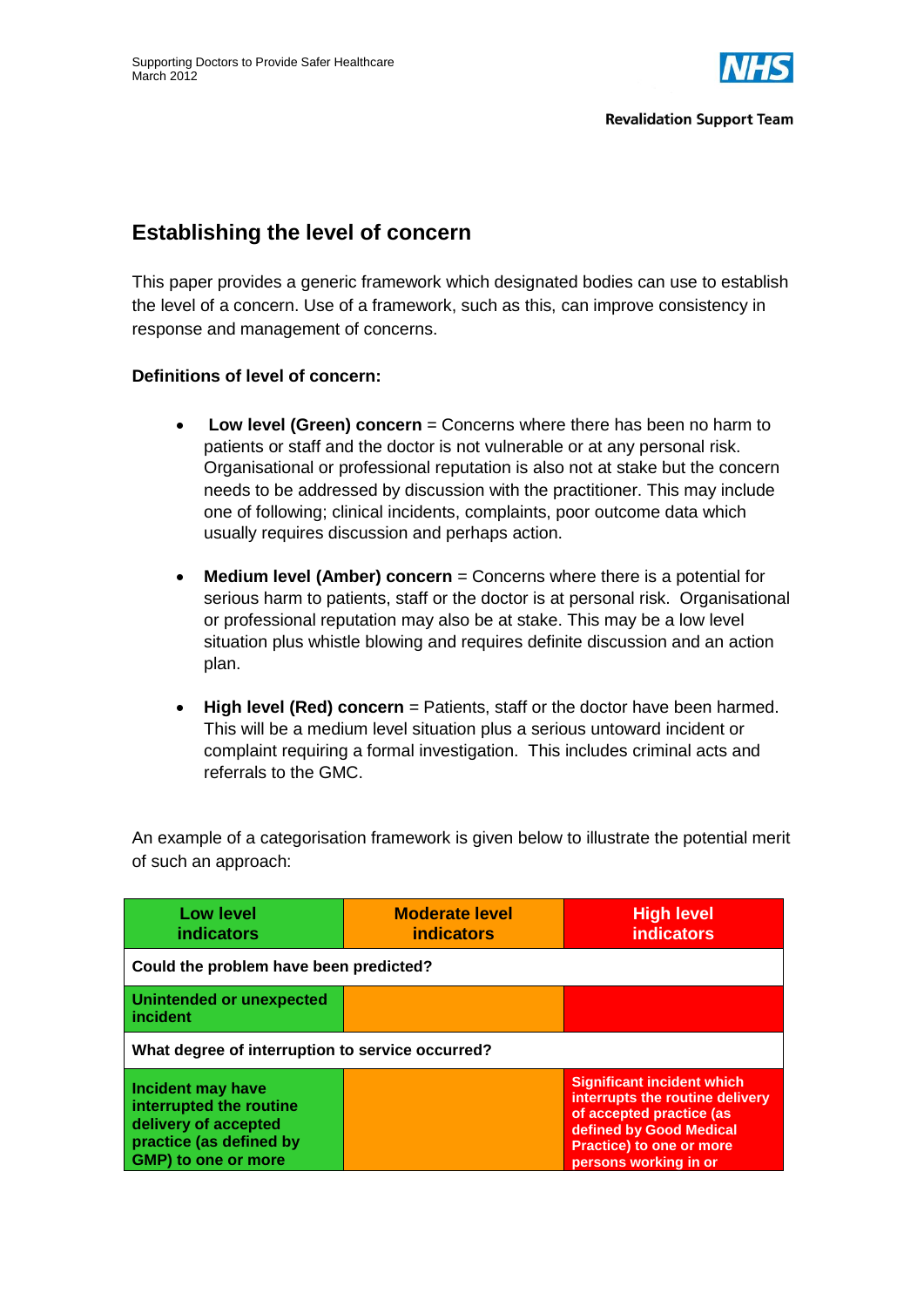# Establishing the level of concern

This paper provides a generic framework which designated bodies can use to establish the level of a concern. Use of a framework, such as this, can improve consistency in response and management of concerns.

**Definitions of level of concern:**

- **Low level (Green) concern** = Concerns where there has been no harm to patients or staff and the doctor is not vulnerable or at any personal risk. Organisational or professional reputation is also not at stake but the concern needs to be addressed by discussion with the practitioner. This may include one of following; clinical incidents, complaints, poor outcome data which usually requires discussion and perhaps action.
- **Medium level (Amber) concern** = Concerns where there is a potential for serious harm to patients, staff or the doctor is at personal risk. Organisational or professional reputation may also be at stake. This may be a low level situation plus whistle blowing and requires definite discussion and an action plan.
- **High level (Red) concern** = Patients, staff or the doctor have been harmed. This will be a medium level situation plus a serious untoward incident or complaint requiring a formal investigation. This includes criminal acts and referrals to the GMC.

An example of a categorisation framework is given below to illustrate the potential merit of such an approach:

| Low level indicators | Moderate level indicators | High level indicators |
|---|---|---|
| **Could the problem have been predicted?** | | |
| **Unintended or unexpected incident** | | |
| **What degree of interruption to service occurred?** | | |
| **Incident may have interrupted the routine delivery of accepted practice (as defined by GMP) to one or more** | | **Significant incident which interrupts the routine delivery of accepted practice (as defined by Good Medical Practice) to one or more persons working in or** |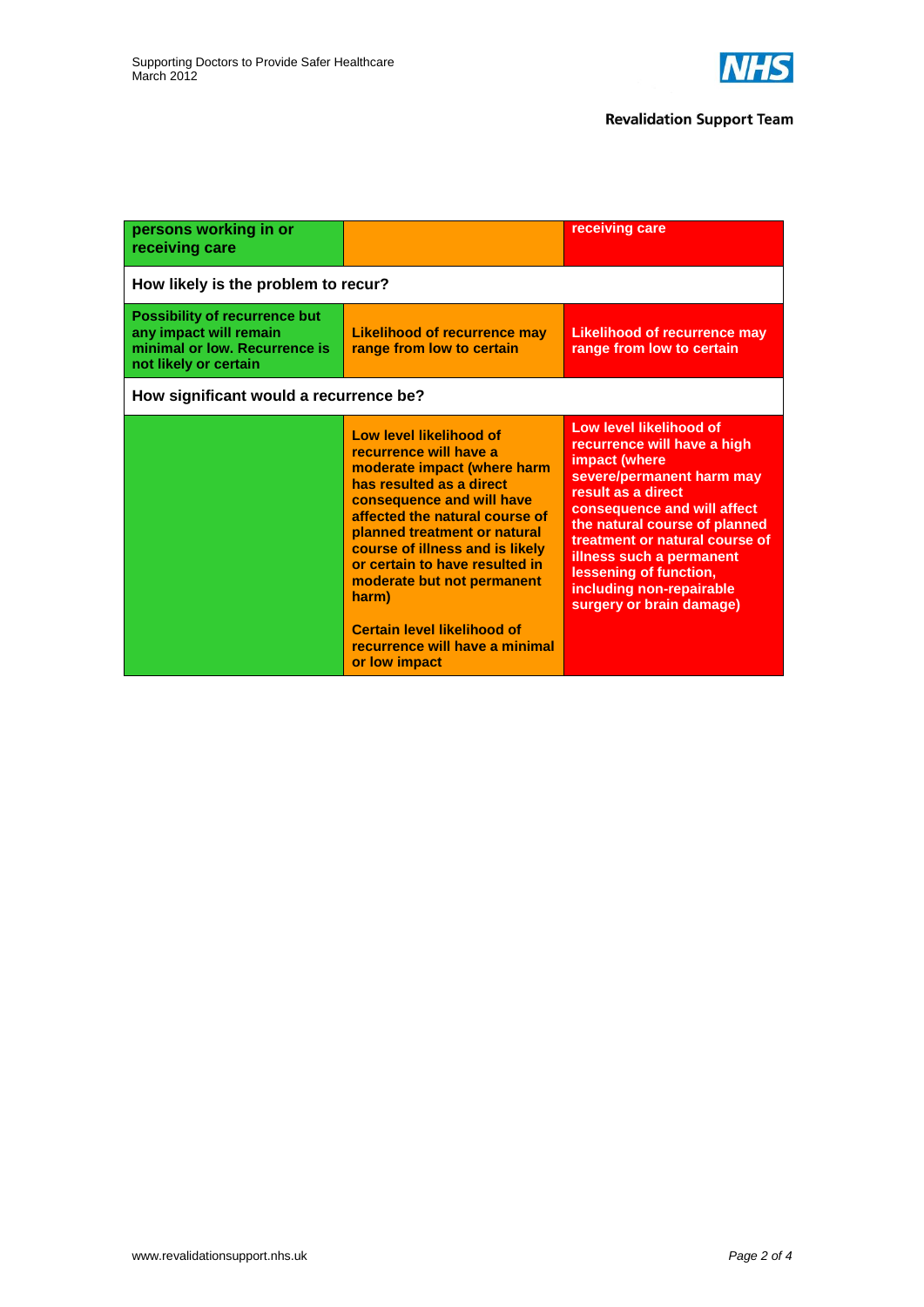| persons working in or receiving care | | receiving care |
|---|---|---|
| **How likely is the problem to recur?** | | |
| Possibility of recurrence but any impact will remain minimal or low. Recurrence is not likely or certain | Likelihood of recurrence may range from low to certain | Likelihood of recurrence may range from low to certain |
| **How significant would a recurrence be?** | | |
| | Low level likelihood of recurrence will have a moderate impact (where harm has resulted as a direct consequence and will have affected the natural course of planned treatment or natural course of illness and is likely or certain to have resulted in moderate but not permanent harm)<br><br>Certain level likelihood of recurrence will have a minimal or low impact | Low level likelihood of recurrence will have a high impact (where severe/permanent harm may result as a direct consequence and will affect the natural course of planned treatment or natural course of illness such a permanent lessening of function, including non-repairable surgery or brain damage) |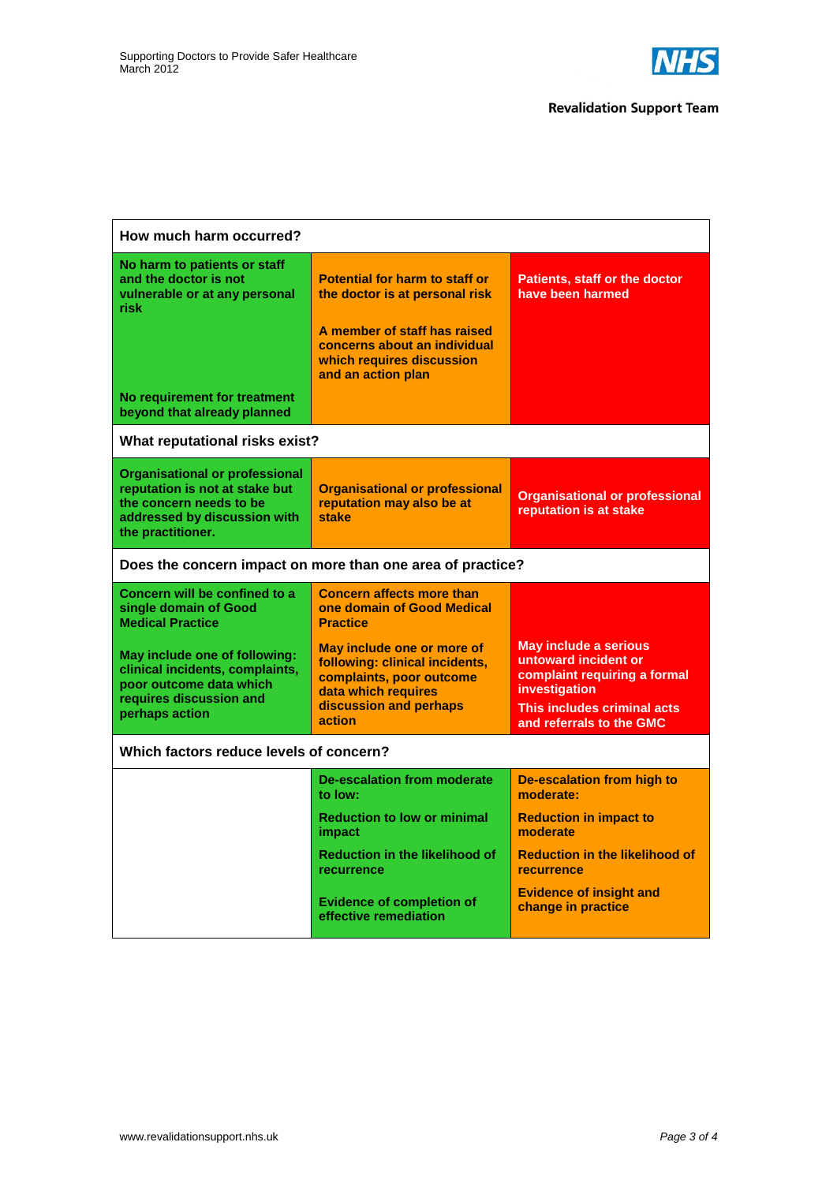| How much harm occurred? | | |
|---|---|---|
| **No harm to patients or staff and the doctor is not vulnerable or at any personal risk**<br><br>**No requirement for treatment beyond that already planned** | **Potential for harm to staff or the doctor is at personal risk**<br><br>**A member of staff has raised concerns about an individual which requires discussion and an action plan** | **Patients, staff or the doctor have been harmed** |
| **What reputational risks exist?** | | |
| **Organisational or professional reputation is not at stake but the concern needs to be addressed by discussion with the practitioner.** | **Organisational or professional reputation may also be at stake** | **Organisational or professional reputation is at stake** |
| **Does the concern impact on more than one area of practice?** | | |
| **Concern will be confined to a single domain of Good Medical Practice**<br><br>**May include one of following: clinical incidents, complaints, poor outcome data which requires discussion and perhaps action** | **Concern affects more than one domain of Good Medical Practice**<br><br>**May include one or more of following: clinical incidents, complaints, poor outcome data which requires discussion and perhaps action** | **May include a serious untoward incident or complaint requiring a formal investigation**<br><br>**This includes criminal acts and referrals to the GMC** |
| **Which factors reduce levels of concern?** | | |
| | **De-escalation from moderate to low:**<br><br>**Reduction to low or minimal impact**<br><br>**Reduction in the likelihood of recurrence**<br><br>**Evidence of completion of effective remediation** | **De-escalation from high to moderate:**<br><br>**Reduction in impact to moderate**<br><br>**Reduction in the likelihood of recurrence**<br><br>**Evidence of insight and change in practice** |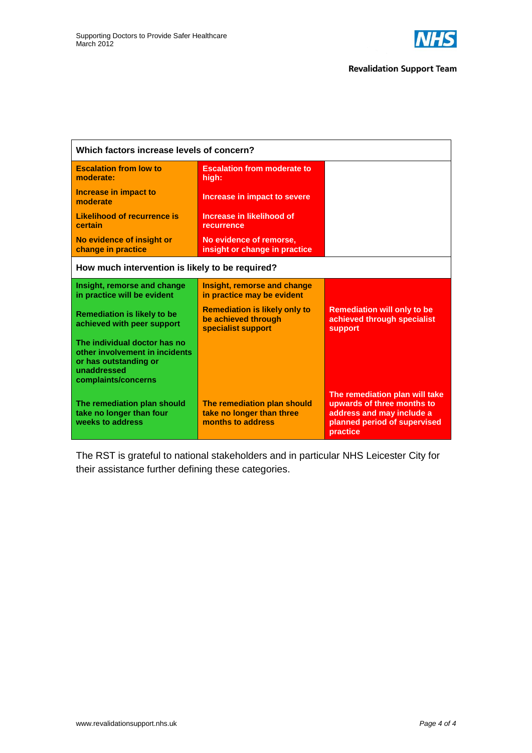| Which factors increase levels of concern? | | |
|---|---|---|
| **Escalation from low to moderate:** | **Escalation from moderate to high:** | |
| **Increase in impact to moderate** | **Increase in impact to severe** | |
| **Likelihood of recurrence is certain** | **Increase in likelihood of recurrence** | |
| **No evidence of insight or change in practice** | **No evidence of remorse, insight or change in practice** | |
| **How much intervention is likely to be required?** | | |
| **Insight, remorse and change in practice will be evident** | **Insight, remorse and change in practice may be evident** | |
| **Remediation is likely to be achieved with peer support** | **Remediation is likely only to be achieved through specialist support** | **Remediation will only to be achieved through specialist support** |
| **The individual doctor has no other involvement in incidents or has outstanding or unaddressed complaints/concerns** | | |
| **The remediation plan should take no longer than four weeks to address** | **The remediation plan should take no longer than three months to address** | **The remediation plan will take upwards of three months to address and may include a planned period of supervised practice** |

The RST is grateful to national stakeholders and in particular NHS Leicester City for their assistance further defining these categories.